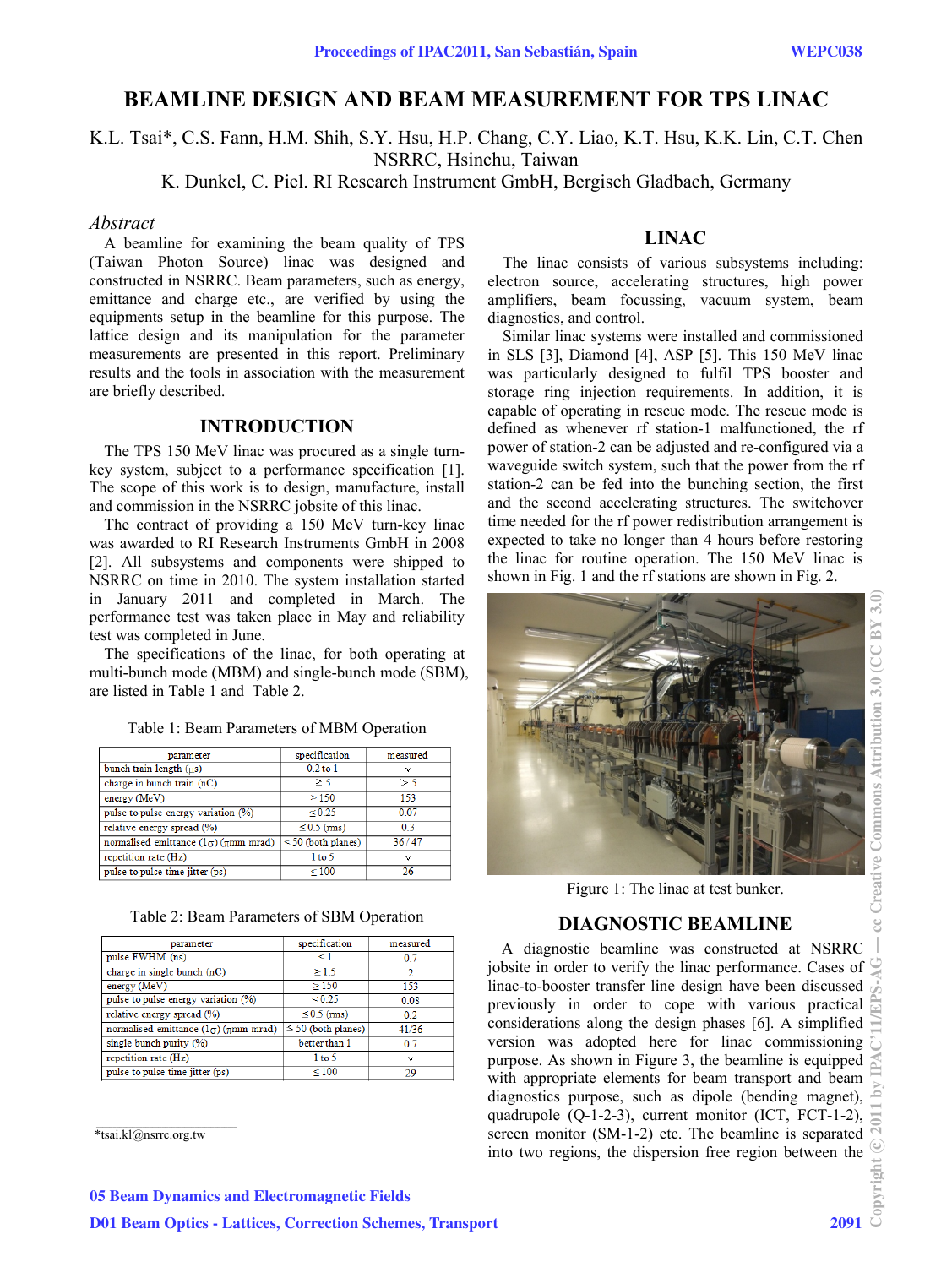# BEAMLINE DESIGN AND BEAM MEASUREMENT FOR TPS LINAC

K.L. Tsai*, C.S. Fann, H.M. Shih, S.Y. Hsu, H.P. Chang, C.Y. Liao, K.T. Hsu, K.K. Lin, C.T. Chen
NSRRC, Hsinchu, Taiwan
K. Dunkel, C. Piel. RI Research Instrument GmbH, Bergisch Gladbach, Germany

## *Abstract*

A beamline for examining the beam quality of TPS (Taiwan Photon Source) linac was designed and constructed in NSRRC. Beam parameters, such as energy, emittance and charge etc., are verified by using the equipments setup in the beamline for this purpose. The lattice design and its manipulation for the parameter measurements are presented in this report. Preliminary results and the tools in association with the measurement are briefly described.

## INTRODUCTION

The TPS 150 MeV linac was procured as a single turn-key system, subject to a performance specification [1]. The scope of this work is to design, manufacture, install and commission in the NSRRC jobsite of this linac.

The contract of providing a 150 MeV turn-key linac was awarded to RI Research Instruments GmbH in 2008 [2]. All subsystems and components were shipped to NSRRC on time in 2010. The system installation started in January 2011 and completed in March. The performance test was taken place in May and reliability test was completed in June.

The specifications of the linac, for both operating at multi-bunch mode (MBM) and single-bunch mode (SBM), are listed in Table 1 and Table 2.

Table 1: Beam Parameters of MBM Operation

| parameter | specification | measured |
|---|---|---|
| bunch train length (μs) | 0.2 to 1 | v |
| charge in bunch train (nC) | ≥ 5 | > 5 |
| energy (MeV) | ≥ 150 | 153 |
| pulse to pulse energy variation (%) | ≤ 0.25 | 0.07 |
| relative energy spread (%) | ≤ 0.5 (rms) | 0.3 |
| normalised emittance (1σ) (πmm mrad) | ≤ 50 (both planes) | 36 / 47 |
| repetition rate (Hz) | 1 to 5 | v |
| pulse to pulse time jitter (ps) | ≤ 100 | 26 |

Table 2: Beam Parameters of SBM Operation

| parameter | specification | measured |
|---|---|---|
| pulse FWHM (ns) | < 1 | 0.7 |
| charge in single bunch (nC) | ≥ 1.5 | 2 |
| energy (MeV) | ≥ 150 | 153 |
| pulse to pulse energy variation (%) | ≤ 0.25 | 0.08 |
| relative energy spread (%) | ≤ 0.5 (rms) | 0.2 |
| normalised emittance (1σ) (πmm mrad) | ≤ 50 (both planes) | 41/36 |
| single bunch purity (%) | better than 1 | 0.7 |
| repetition rate (Hz) | 1 to 5 | v |
| pulse to pulse time jitter (ps) | ≤ 100 | 29 |

*tsai.kl@nsrrc.org.tw

## LINAC

The linac consists of various subsystems including: electron source, accelerating structures, high power amplifiers, beam focussing, vacuum system, beam diagnostics, and control.

Similar linac systems were installed and commissioned in SLS [3], Diamond [4], ASP [5]. This 150 MeV linac was particularly designed to fulfil TPS booster and storage ring injection requirements. In addition, it is capable of operating in rescue mode. The rescue mode is defined as whenever rf station-1 malfunctioned, the rf power of station-2 can be adjusted and re-configured via a waveguide switch system, such that the power from the rf station-2 can be fed into the bunching section, the first and the second accelerating structures. The switchover time needed for the rf power redistribution arrangement is expected to take no longer than 4 hours before restoring the linac for routine operation. The 150 MeV linac is shown in Fig. 1 and the rf stations are shown in Fig. 2.

Figure 1: The linac at test bunker.

## DIAGNOSTIC BEAMLINE

A diagnostic beamline was constructed at NSRRC jobsite in order to verify the linac performance. Cases of linac-to-booster transfer line design have been discussed previously in order to cope with various practical considerations along the design phases [6]. A simplified version was adopted here for linac commissioning purpose. As shown in Figure 3, the beamline is equipped with appropriate elements for beam transport and beam diagnostics purpose, such as dipole (bending magnet), quadrupole (Q-1-2-3), current monitor (ICT, FCT-1-2), screen monitor (SM-1-2) etc. The beamline is separated into two regions, the dispersion free region between the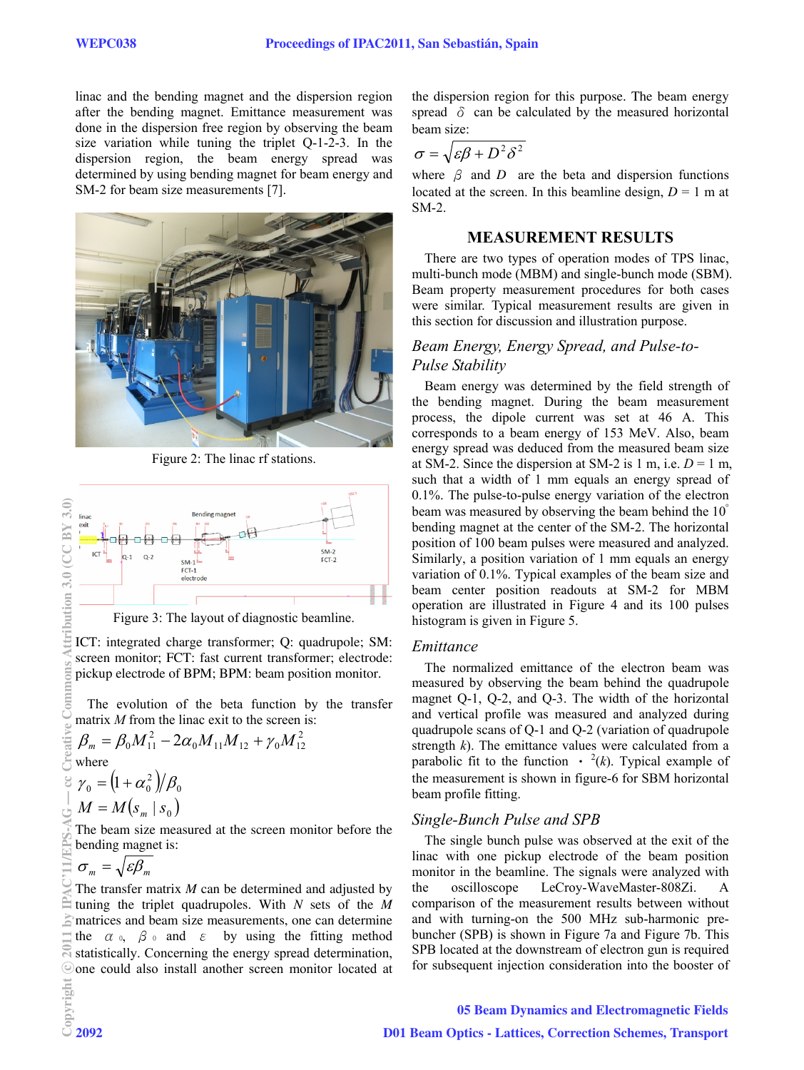linac and the bending magnet and the dispersion region after the bending magnet. Emittance measurement was done in the dispersion free region by observing the beam size variation while tuning the triplet Q-1-2-3. In the dispersion region, the beam energy spread was determined by using bending magnet for beam energy and SM-2 for beam size measurements [7].

Figure 2: The linac rf stations.

Figure 3: The layout of diagnostic beamline.

ICT: integrated charge transformer; Q: quadrupole; SM: screen monitor; FCT: fast current transformer; electrode: pickup electrode of BPM; BPM: beam position monitor.

The evolution of the beta function by the transfer matrix $M$ from the linac exit to the screen is:

$$\beta_m = \beta_0 M_{11}^2 - 2\alpha_0 M_{11} M_{12} + \gamma_0 M_{12}^2$$

where

$$\gamma_0 = \left(1 + \alpha_0^2\right) / \beta_0$$

$$M = M\left(s_m \mid s_0\right)$$

The beam size measured at the screen monitor before the bending magnet is:

$$\sigma_m = \sqrt{\varepsilon \beta_m}$$

The transfer matrix $M$ can be determined and adjusted by tuning the triplet quadrupoles. With $N$ sets of the $M$ matrices and beam size measurements, one can determine the $\alpha_0$, $\beta_0$ and $\varepsilon$ by using the fitting method statistically. Concerning the energy spread determination, one could also install another screen monitor located at the dispersion region for this purpose. The beam energy spread $\delta$ can be calculated by the measured horizontal beam size:

$$\sigma = \sqrt{\varepsilon \beta + D^2 \delta^2}$$

where $\beta$ and $D$ are the beta and dispersion functions located at the screen. In this beamline design, $D$ = 1 m at SM-2.

## MEASUREMENT RESULTS

There are two types of operation modes of TPS linac, multi-bunch mode (MBM) and single-bunch mode (SBM). Beam property measurement procedures for both cases were similar. Typical measurement results are given in this section for discussion and illustration purpose.

### *Beam Energy, Energy Spread, and Pulse-to-Pulse Stability*

Beam energy was determined by the field strength of the bending magnet. During the beam measurement process, the dipole current was set at 46 A. This corresponds to a beam energy of 153 MeV. Also, beam energy spread was deduced from the measured beam size at SM-2. Since the dispersion at SM-2 is 1 m, i.e. $D$ = 1 m, such that a width of 1 mm equals an energy spread of 0.1%. The pulse-to-pulse energy variation of the electron beam was measured by observing the beam behind the 10° bending magnet at the center of the SM-2. The horizontal position of 100 beam pulses were measured and analyzed. Similarly, a position variation of 1 mm equals an energy variation of 0.1%. Typical examples of the beam size and beam center position readouts at SM-2 for MBM operation are illustrated in Figure 4 and its 100 pulses histogram is given in Figure 5.

### *Emittance*

The normalized emittance of the electron beam was measured by observing the beam behind the quadrupole magnet Q-1, Q-2, and Q-3. The width of the horizontal and vertical profile was measured and analyzed during quadrupole scans of Q-1 and Q-2 (variation of quadrupole strength $k$). The emittance values were calculated from a parabolic fit to the function $\cdot\ ^2(k)$. Typical example of the measurement is shown in figure-6 for SBM horizontal beam profile fitting.

### *Single-Bunch Pulse and SPB*

The single bunch pulse was observed at the exit of the linac with one pickup electrode of the beam position monitor in the beamline. The signals were analyzed with the oscilloscope LeCroy-WaveMaster-808Zi. A comparison of the measurement results between without and with turning-on the 500 MHz sub-harmonic pre-buncher (SPB) is shown in Figure 7a and Figure 7b. This SPB located at the downstream of electron gun is required for subsequent injection consideration into the booster of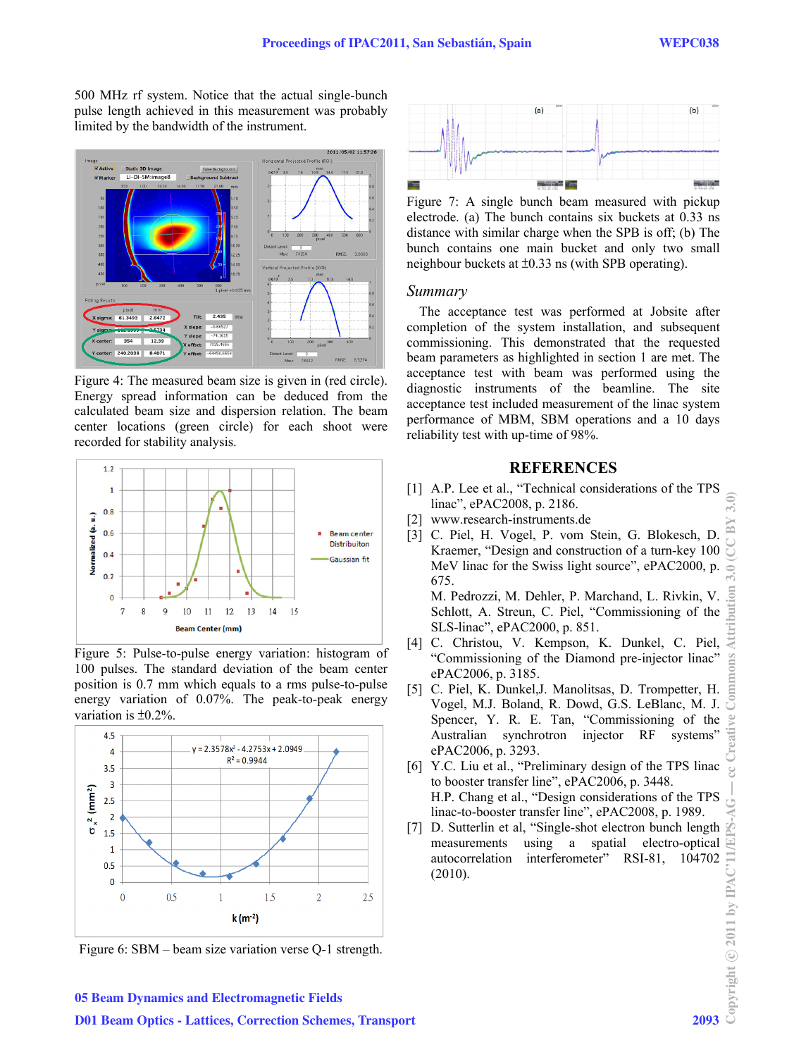500 MHz rf system. Notice that the actual single-bunch pulse length achieved in this measurement was probably limited by the bandwidth of the instrument.

Figure 4: The measured beam size is given in (red circle). Energy spread information can be deduced from the calculated beam size and dispersion relation. The beam center locations (green circle) for each shoot were recorded for stability analysis.

Normalized (a. u.)

Beam Center (mm)

Beam center Distribuiton

Gaussian fit

Figure 5: Pulse-to-pulse energy variation: histogram of 100 pulses. The standard deviation of the beam center position is 0.7 mm which equals to a rms pulse-to-pulse energy variation of 0.07%. The peak-to-peak energy variation is ±0.2%.

y = 2.3578x² - 4.2753x + 2.0949

R² = 0.9944

$\sigma_x^2$ (mm²)

k (m⁻²)

Figure 6: SBM – beam size variation verse Q-1 strength.

Figure 7: A single bunch beam measured with pickup electrode. (a) The bunch contains six buckets at 0.33 ns distance with similar charge when the SPB is off; (b) The bunch contains one main bucket and only two small neighbour buckets at ±0.33 ns (with SPB operating).

## Summary

The acceptance test was performed at Jobsite after completion of the system installation, and subsequent commissioning. This demonstrated that the requested beam parameters as highlighted in section 1 are met. The acceptance test with beam was performed using the diagnostic instruments of the beamline. The site acceptance test included measurement of the linac system performance of MBM, SBM operations and a 10 days reliability test with up-time of 98%.

## REFERENCES

[1] A.P. Lee et al., "Technical considerations of the TPS linac", ePAC2008, p. 2186.

[2] www.research-instruments.de

[3] C. Piel, H. Vogel, P. vom Stein, G. Blokesch, D. Kraemer, "Design and construction of a turn-key 100 MeV linac for the Swiss light source", ePAC2000, p. 675.
M. Pedrozzi, M. Dehler, P. Marchand, L. Rivkin, V. Schlott, A. Streun, C. Piel, "Commissioning of the SLS-linac", ePAC2000, p. 851.

[4] C. Christou, V. Kempson, K. Dunkel, C. Piel, "Commissioning of the Diamond pre-injector linac" ePAC2006, p. 3185.

[5] C. Piel, K. Dunkel,J. Manolitsas, D. Trompetter, H. Vogel, M.J. Boland, R. Dowd, G.S. LeBlanc, M. J. Spencer, Y. R. E. Tan, "Commissioning of the Australian synchrotron injector RF systems" ePAC2006, p. 3293.

[6] Y.C. Liu et al., "Preliminary design of the TPS linac to booster transfer line", ePAC2006, p. 3448.
H.P. Chang et al., "Design considerations of the TPS linac-to-booster transfer line", ePAC2008, p. 1989.

[7] D. Sutterlin et al, "Single-shot electron bunch length measurements using a spatial electro-optical autocorrelation interferometer" RSI-81, 104702 (2010).